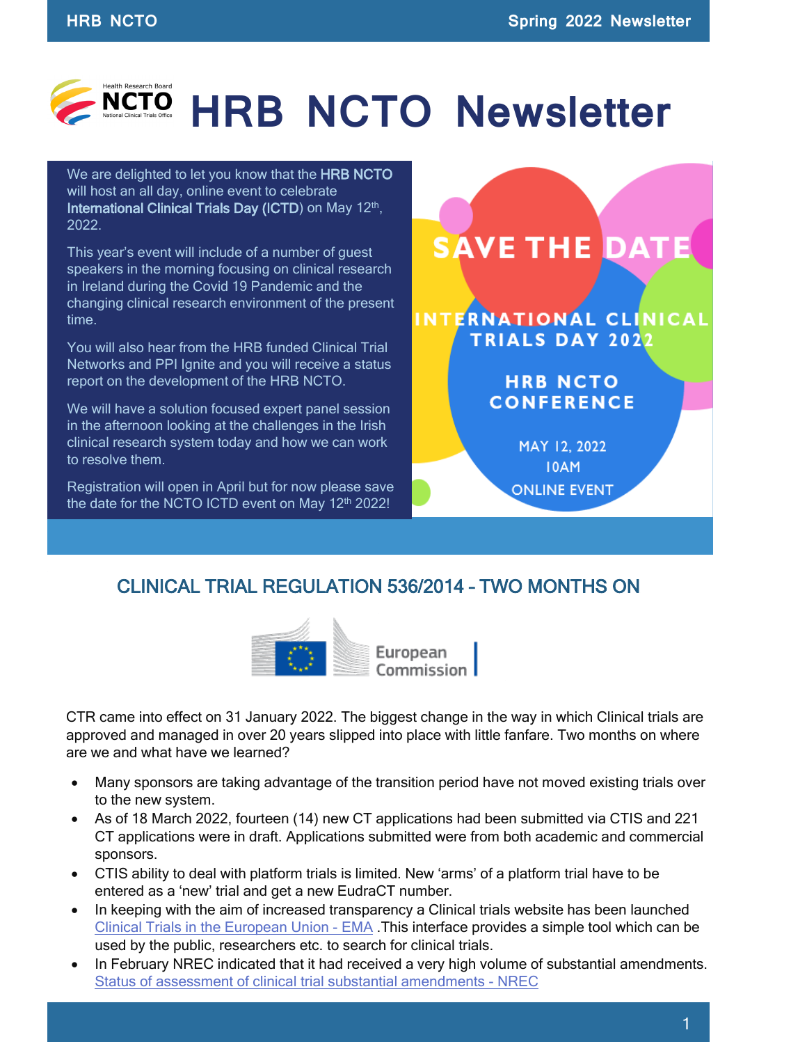# HRB NCTO Newsletter

We are delighted to let you know that the **HRB NCTO** will host an all day, online event to celebrate **International Clinical Trials Day (ICTD)** on May 12th, 2022.

This year's event will include of a number of guest speakers in the morning focusing on clinical research in Ireland during the Covid 19 Pandemic and the changing clinical research environment of the present time.

You will also hear from the HRB funded Clinical Trial Networks and PPI Ignite and you will receive a status report on the development of the HRB NCTO.

We will have a solution focused expert panel session in the afternoon looking at the challenges in the Irish clinical research system today and how we can work to resolve them.

Registration will open in April but for now please save the date for the NCTO ICTD event on May 12th 2022!

SAVE THE DATE

INTERNATIONAL CLINICAL TRIALS DAY 2022

HRB NCTO CONFERENCE

MAY 12, 2022
10AM
ONLINE EVENT

## CLINICAL TRIAL REGULATION 536/2014 – TWO MONTHS ON

European Commission

CTR came into effect on 31 January 2022. The biggest change in the way in which Clinical trials are approved and managed in over 20 years slipped into place with little fanfare. Two months on where are we and what have we learned?

- Many sponsors are taking advantage of the transition period have not moved existing trials over to the new system.
- As of 18 March 2022, fourteen (14) new CT applications had been submitted via CTIS and 221 CT applications were in draft. Applications submitted were from both academic and commercial sponsors.
- CTIS ability to deal with platform trials is limited. New 'arms' of a platform trial have to be entered as a 'new' trial and get a new EudraCT number.
- In keeping with the aim of increased transparency a Clinical trials website has been launched [Clinical Trials in the European Union - EMA](Clinical Trials in the European Union - EMA) .This interface provides a simple tool which can be used by the public, researchers etc. to search for clinical trials.
- In February NREC indicated that it had received a very high volume of substantial amendments. [Status of assessment of clinical trial substantial amendments - NREC](Status of assessment of clinical trial substantial amendments - NREC)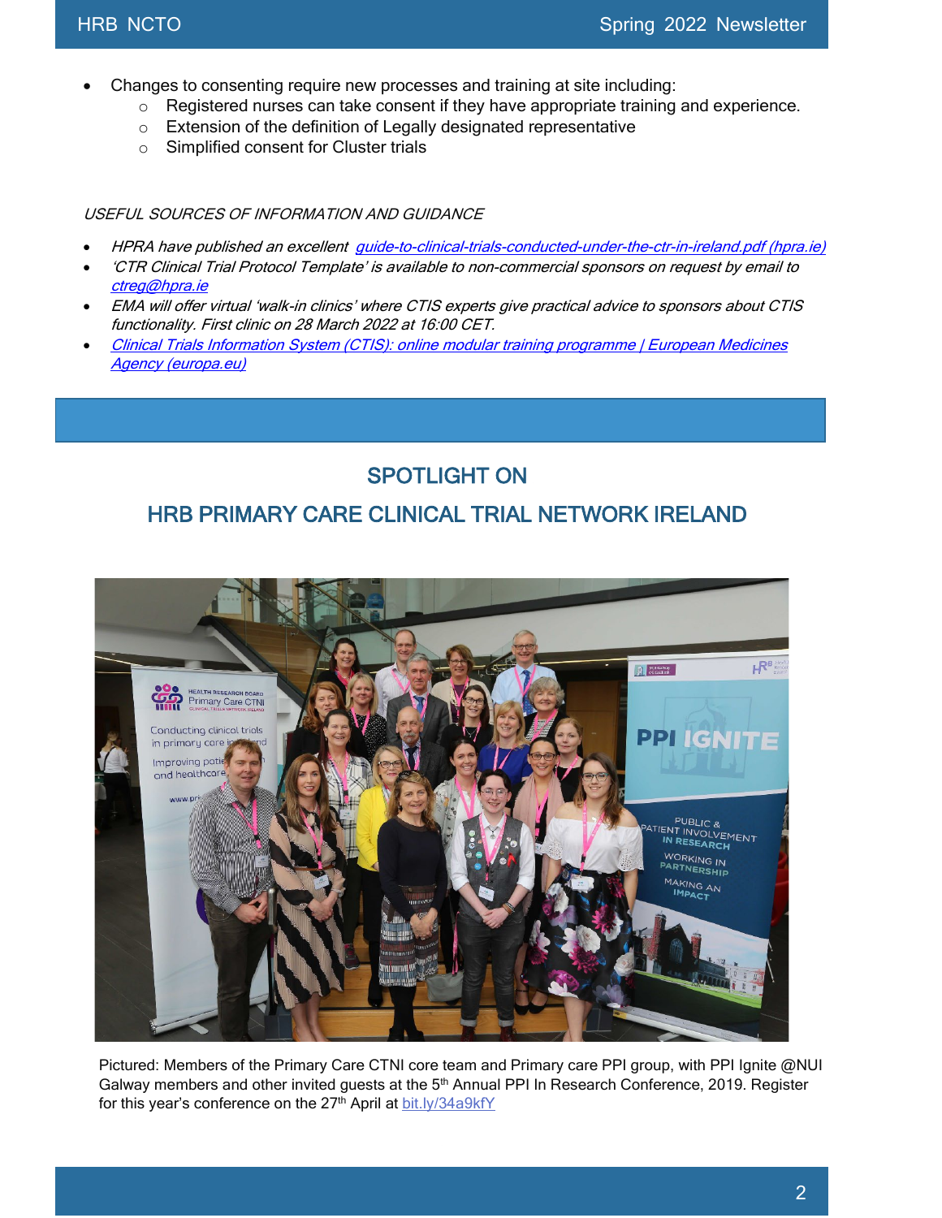- Changes to consenting require new processes and training at site including:
  - Registered nurses can take consent if they have appropriate training and experience.
  - Extension of the definition of Legally designated representative
  - Simplified consent for Cluster trials

*USEFUL SOURCES OF INFORMATION AND GUIDANCE*

- *HPRA have published an excellent [guide-to-clinical-trials-conducted-under-the-ctr-in-ireland.pdf (hpra.ie)]*
- *'CTR Clinical Trial Protocol Template' is available to non-commercial sponsors on request by email to [ctreg@hpra.ie]*
- *EMA will offer virtual 'walk-in clinics' where CTIS experts give practical advice to sponsors about CTIS functionality. First clinic on 28 March 2022 at 16:00 CET.*
- *[Clinical Trials Information System (CTIS): online modular training programme | European Medicines Agency (europa.eu)]*

## SPOTLIGHT ON

## HRB PRIMARY CARE CLINICAL TRIAL NETWORK IRELAND

Pictured: Members of the Primary Care CTNI core team and Primary care PPI group, with PPI Ignite @NUI Galway members and other invited guests at the 5th Annual PPI In Research Conference, 2019. Register for this year's conference on the 27th April at bit.ly/34a9kfY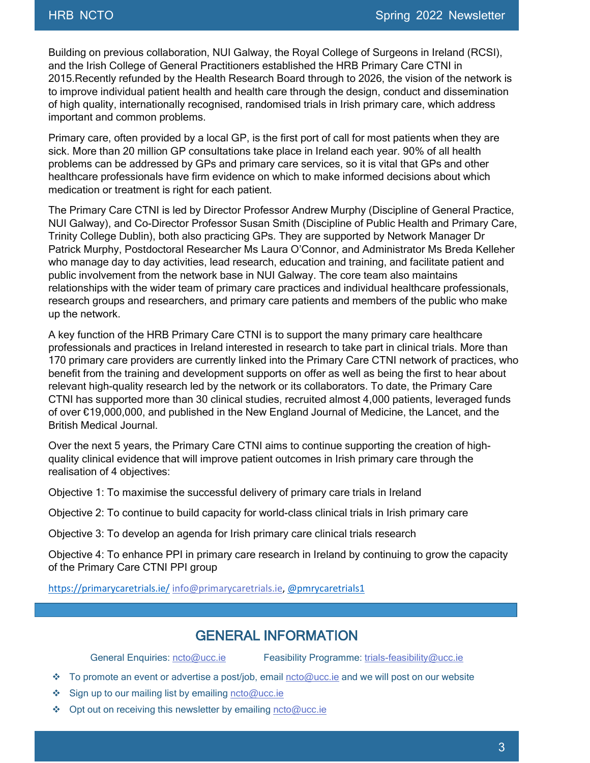Building on previous collaboration, NUI Galway, the Royal College of Surgeons in Ireland (RCSI), and the Irish College of General Practitioners established the HRB Primary Care CTNI in 2015.Recently refunded by the Health Research Board through to 2026, the vision of the network is to improve individual patient health and health care through the design, conduct and dissemination of high quality, internationally recognised, randomised trials in Irish primary care, which address important and common problems.

Primary care, often provided by a local GP, is the first port of call for most patients when they are sick. More than 20 million GP consultations take place in Ireland each year. 90% of all health problems can be addressed by GPs and primary care services, so it is vital that GPs and other healthcare professionals have firm evidence on which to make informed decisions about which medication or treatment is right for each patient.

The Primary Care CTNI is led by Director Professor Andrew Murphy (Discipline of General Practice, NUI Galway), and Co-Director Professor Susan Smith (Discipline of Public Health and Primary Care, Trinity College Dublin), both also practicing GPs. They are supported by Network Manager Dr Patrick Murphy, Postdoctoral Researcher Ms Laura O'Connor, and Administrator Ms Breda Kelleher who manage day to day activities, lead research, education and training, and facilitate patient and public involvement from the network base in NUI Galway. The core team also maintains relationships with the wider team of primary care practices and individual healthcare professionals, research groups and researchers, and primary care patients and members of the public who make up the network.

A key function of the HRB Primary Care CTNI is to support the many primary care healthcare professionals and practices in Ireland interested in research to take part in clinical trials. More than 170 primary care providers are currently linked into the Primary Care CTNI network of practices, who benefit from the training and development supports on offer as well as being the first to hear about relevant high-quality research led by the network or its collaborators. To date, the Primary Care CTNI has supported more than 30 clinical studies, recruited almost 4,000 patients, leveraged funds of over €19,000,000, and published in the New England Journal of Medicine, the Lancet, and the British Medical Journal.

Over the next 5 years, the Primary Care CTNI aims to continue supporting the creation of high-quality clinical evidence that will improve patient outcomes in Irish primary care through the realisation of 4 objectives:

Objective 1: To maximise the successful delivery of primary care trials in Ireland

Objective 2: To continue to build capacity for world-class clinical trials in Irish primary care

Objective 3: To develop an agenda for Irish primary care clinical trials research

Objective 4: To enhance PPI in primary care research in Ireland by continuing to grow the capacity of the Primary Care CTNI PPI group

https://primarycaretrials.ie/ info@primarycaretrials.ie, @pmrycaretrials1

## GENERAL INFORMATION

General Enquiries: ncto@ucc.ie Feasibility Programme: trials-feasibility@ucc.ie

- To promote an event or advertise a post/job, email ncto@ucc.ie and we will post on our website
- Sign up to our mailing list by emailing ncto@ucc.ie
- Opt out on receiving this newsletter by emailing ncto@ucc.ie